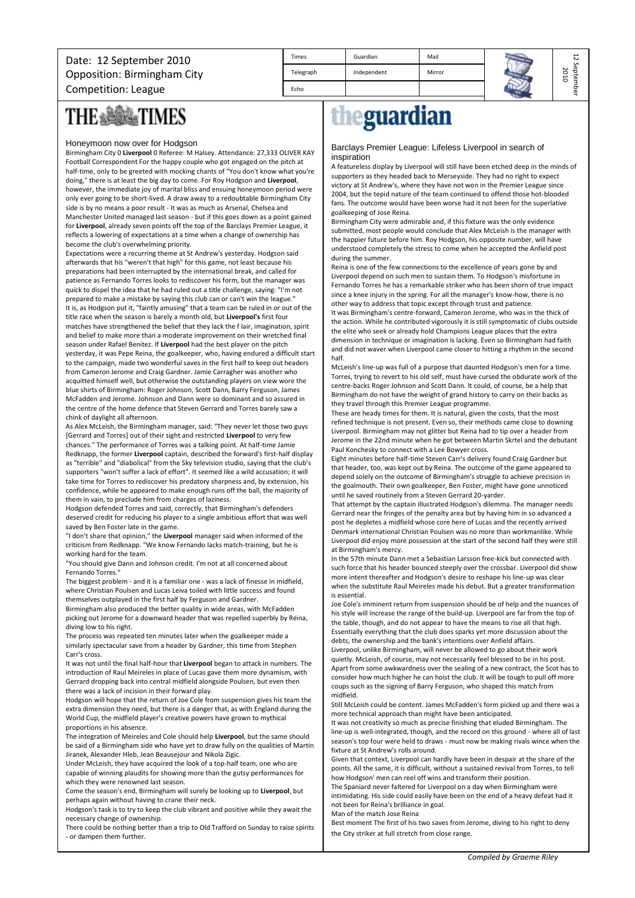Date: 12 September 2010
Opposition: Birmingham City
Competition: League

| | | |
|---|---|---|
| Times | Guardian | Mail |
| Telegraph | Independent | Mirror |
| Echo | | |

12 September 2010

# THE TIMES

## Honeymoon now over for Hodgson

Birmingham City 0 **Liverpool** 0 Referee: M Halsey. Attendance: 27,333 OLIVER KAY Football Correspondent For the happy couple who got engaged on the pitch at half-time, only to be greeted with mocking chants of "You don't know what you're doing," there is at least the big day to come. For Roy Hodgson and **Liverpool**, however, the immediate joy of marital bliss and ensuing honeymoon period were only ever going to be short-lived. A draw away to a redoubtable Birmingham City side is by no means a poor result - it was as much as Arsenal, Chelsea and Manchester United managed last season - but if this goes down as a point gained for **Liverpool**, already seven points off the top of the Barclays Premier League, it reflects a lowering of expectations at a time when a change of ownership has become the club's overwhelming priority.

Expectations were a recurring theme at St Andrew's yesterday. Hodgson said afterwards that his "weren't that high" for this game, not least because his preparations had been interrupted by the international break, and called for patience as Fernando Torres looks to rediscover his form, but the manager was quick to dispel the idea that he had ruled out a title challenge, saying: "I'm not prepared to make a mistake by saying this club can or can't win the league."

It is, as Hodgson put it, "faintly amusing" that a team can be ruled in or out of the title race when the season is barely a month old, but **Liverpool's** first four matches have strengthened the belief that they lack the f lair, imagination, spirit and belief to make more than a moderate improvement on their wretched final season under Rafael Benitez. If **Liverpool** had the best player on the pitch yesterday, it was Pepe Reina, the goalkeeper, who, having endured a difficult start to the campaign, made two wonderful saves in the first half to keep out headers from Cameron Jerome and Craig Gardner. Jamie Carragher was another who acquitted himself well, but otherwise the outstanding players on view wore the blue shirts of Birmingham: Roger Johnson, Scott Dann, Barry Ferguson, James McFadden and Jerome. Johnson and Dann were so dominant and so assured in the centre of the home defence that Steven Gerrard and Torres barely saw a chink of daylight all afternoon.

As Alex McLeish, the Birmingham manager, said: "They never let those two guys [Gerrard and Torres] out of their sight and restricted **Liverpool** to very few chances." The performance of Torres was a talking point. At half-time Jamie Redknapp, the former **Liverpool** captain, described the forward's first-half display as "terrible" and "diabolical" from the Sky television studio, saying that the club's supporters "won't suffer a lack of effort". It seemed like a wild accusation; it will take time for Torres to rediscover his predatory sharpness and, by extension, his confidence, while he appeared to make enough runs off the ball, the majority of them in vain, to preclude him from charges of laziness.

Hodgson defended Torres and said, correctly, that Birmingham's defenders deserved credit for reducing his player to a single ambitious effort that was well saved by Ben Foster late in the game.

"I don't share that opinion," the **Liverpool** manager said when informed of the criticism from Redknapp. "We know Fernando lacks match-training, but he is working hard for the team.

"You should give Dann and Johnson credit. I'm not at all concerned about Fernando Torres."

The biggest problem - and it is a familiar one - was a lack of finesse in midfield, where Christian Poulsen and Lucas Leiva toiled with little success and found themselves outplayed in the first half by Ferguson and Gardner.

Birmingham also produced the better quality in wide areas, with McFadden picking out Jerome for a downward header that was repelled superbly by Reina, diving low to his right.

The process was repeated ten minutes later when the goalkeeper made a similarly spectacular save from a header by Gardner, this time from Stephen Carr's cross.

It was not until the final half-hour that **Liverpool** began to attack in numbers. The introduction of Raul Meireles in place of Lucas gave them more dynamism, with Gerrard dropping back into central midfield alongside Poulsen, but even then there was a lack of incision in their forward play.

Hodgson will hope that the return of Joe Cole from suspension gives his team the extra dimension they need, but there is a danger that, as with England during the World Cup, the midfield player's creative powers have grown to mythical proportions in his absence.

The integration of Meireles and Cole should help **Liverpool**, but the same should be said of a Birmingham side who have yet to draw fully on the qualities of Martin Jiranek, Alexander Hleb, Jean Beausejour and Nikola Zigic.

Under McLeish, they have acquired the look of a top-half team, one who are capable of winning plaudits for showing more than the gutsy performances for which they were renowned last season.

Come the season's end, Birmingham will surely be looking up to **Liverpool**, but perhaps again without having to crane their neck.

Hodgson's task is to try to keep the club vibrant and positive while they await the necessary change of ownership.

There could be nothing better than a trip to Old Trafford on Sunday to raise spirits - or dampen them further.

# theguardian

## Barclays Premier League: Lifeless Liverpool in search of inspiration

A featureless display by Liverpool will still have been etched deep in the minds of supporters as they headed back to Merseyside. They had no right to expect victory at St Andrew's, where they have not won in the Premier League since 2004, but the tepid nature of the team continued to offend those hot-blooded fans. The outcome would have been worse had it not been for the superlative goalkeeping of Jose Reina.

Birmingham City were admirable and, if this fixture was the only evidence submitted, most people would conclude that Alex McLeish is the manager with the happier future before him. Roy Hodgson, his opposite number, will have understood completely the stress to come when he accepted the Anfield post during the summer.

Reina is one of the few connections to the excellence of years gone by and Liverpool depend on such men to sustain them. To Hodgson's misfortune in Fernando Torres he has a remarkable striker who has been shorn of true impact since a knee injury in the spring. For all the manager's know-how, there is no other way to address that topic except through trust and patience.

It was Birmingham's centre-forward, Cameron Jerome, who was in the thick of the action. While he contributed vigorously it is still symptomatic of clubs outside the elite who seek or already hold Champions League places that the extra dimension in technique or imagination is lacking. Even so Birmingham had faith and did not waver when Liverpool came closer to hitting a rhythm in the second half.

McLeish's line-up was full of a purpose that daunted Hodgson's men for a time. Torres, trying to revert to his old self, must have cursed the obdurate work of the centre-backs Roger Johnson and Scott Dann. It could, of course, be a help that Birmingham do not have the weight of grand history to carry on their backs as they travel through this Premier League programme.

These are heady times for them. It is natural, given the costs, that the most refined technique is not present. Even so, their methods came close to downing Liverpool. Birmingham may not glitter but Reina had to tip over a header from Jerome in the 22nd minute when he got between Martin Skrtel and the debutant Paul Konchesky to connect with a Lee Bowyer cross.

Eight minutes before half-time Steven Carr's delivery found Craig Gardner but that header, too, was kept out by Reina. The outcome of the game appeared to depend solely on the outcome of Birmingham's struggle to achieve precision in the goalmouth. Their own goalkeeper, Ben Foster, might have gone unnoticed until he saved routinely from a Steven Gerrard 20-yarder.

That attempt by the captain illustrated Hodgson's dilemma. The manager needs Gerrard near the fringes of the penalty area but by having him in so advanced a post he depletes a midfield whose core here of Lucas and the recently arrived Denmark international Christian Poulsen was no more than workmanlike. While Liverpool did enjoy more possession at the start of the second half they were still at Birmingham's mercy.

In the 57th minute Dann met a Sebastian Larsson free-kick but connected with such force that his header bounced steeply over the crossbar. Liverpool did show more intent thereafter and Hodgson's desire to reshape his line-up was clear when the substitute Raul Meireles made his debut. But a greater transformation is essential.

Joe Cole's imminent return from suspension should be of help and the nuances of his style will increase the range of the build-up. Liverpool are far from the top of the table, though, and do not appear to have the means to rise all that high. Essentially everything that the club does sparks yet more discussion about the debts, the ownership and the bank's intentions over Anfield affairs.

Liverpool, unlike Birmingham, will never be allowed to go about their work quietly. McLeish, of course, may not necessarily feel blessed to be in his post. Apart from some awkwardness over the sealing of a new contract, the Scot has to consider how much higher he can hoist the club. It will be tough to pull off more coups such as the signing of Barry Ferguson, who shaped this match from midfield.

Still McLeish could be content. James McFadden's form picked up and there was a more technical approach than might have been anticipated.

It was not creativity so much as precise finishing that eluded Birmingham. The line-up is well-integrated, though, and the record on this ground - where all of last season's top four were held to draws - must now be making rivals wince when the fixture at St Andrew's rolls around.

Given that context, Liverpool can hardly have been in despair at the share of the points. All the same, it is difficult, without a sustained revival from Torres, to tell how Hodgson' men can reel off wins and transform their position.

The Spaniard never faltered for Liverpool on a day when Birmingham were intimidating. His side could easily have been on the end of a heavy defeat had it not been for Reina's brilliance in goal.

Man of the match Jose Reina

Best moment The first of his two saves from Jerome, diving to his right to deny the City striker at full stretch from close range.

*Compiled by Graeme Riley*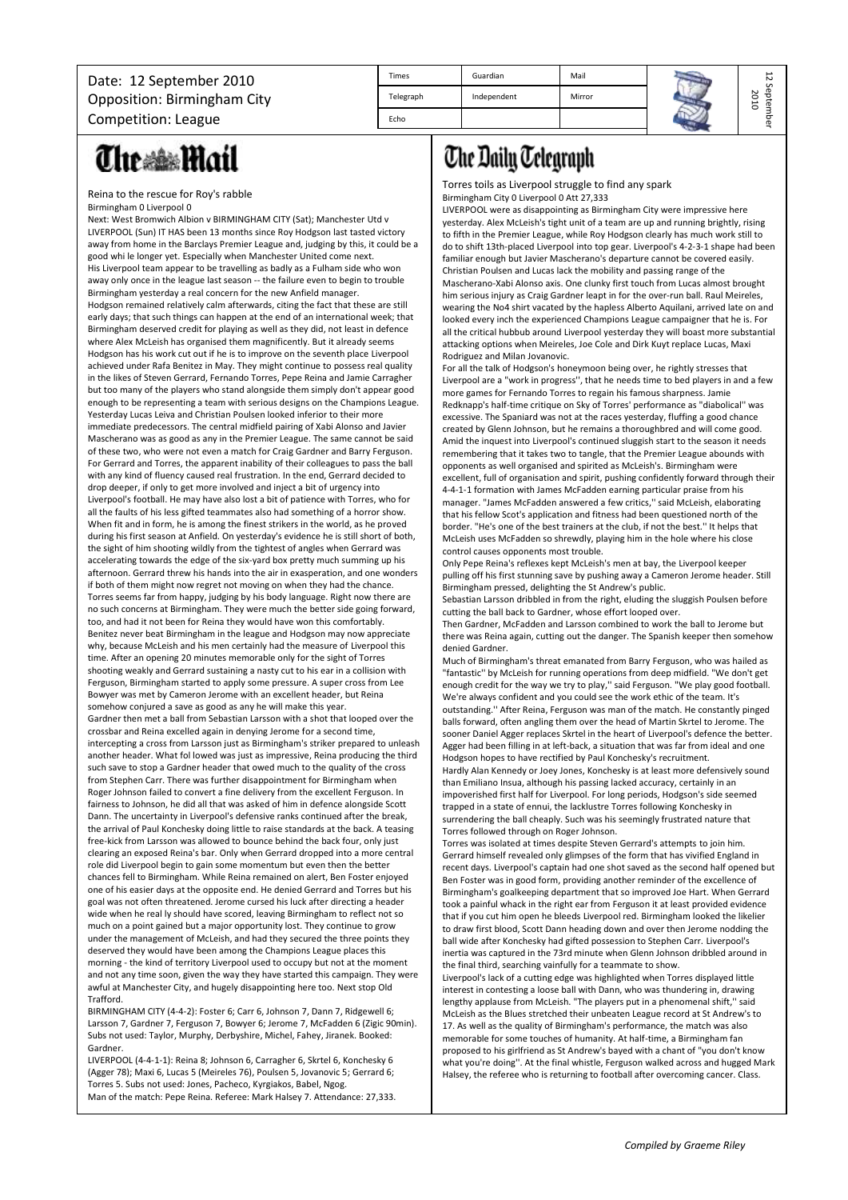Date: 12 September 2010
Opposition: Birmingham City
Competition: League

| | | |
|---|---|---|
| Times | Guardian | Mail |
| Telegraph | Independent | Mirror |
| Echo | | |

## The Mail

### Reina to the rescue for Roy's rabble

Birmingham 0 Liverpool 0

Next: West Bromwich Albion v BIRMINGHAM CITY (Sat); Manchester Utd v LIVERPOOL (Sun) IT HAS been 13 months since Roy Hodgson last tasted victory away from home in the Barclays Premier League and, judging by this, it could be a good whi le longer yet. Especially when Manchester United come next.

His Liverpool team appear to be travelling as badly as a Fulham side who won away only once in the league last season -- the failure even to begin to trouble Birmingham yesterday a real concern for the new Anfield manager.

Hodgson remained relatively calm afterwards, citing the fact that these are still early days; that such things can happen at the end of an international week; that Birmingham deserved credit for playing as well as they did, not least in defence where Alex McLeish has organised them magnificently. But it already seems Hodgson has his work cut out if he is to improve on the seventh place Liverpool achieved under Rafa Benitez in May. They might continue to possess real quality in the likes of Steven Gerrard, Fernando Torres, Pepe Reina and Jamie Carragher but too many of the players who stand alongside them simply don't appear good enough to be representing a team with serious designs on the Champions League.

Yesterday Lucas Leiva and Christian Poulsen looked inferior to their more immediate predecessors. The central midfield pairing of Xabi Alonso and Javier Mascherano was as good as any in the Premier League. The same cannot be said of these two, who were not even a match for Craig Gardner and Barry Ferguson.

For Gerrard and Torres, the apparent inability of their colleagues to pass the ball with any kind of fluency caused real frustration. In the end, Gerrard decided to drop deeper, if only to get more involved and inject a bit of urgency into Liverpool's football. He may have also lost a bit of patience with Torres, who for all the faults of his less gifted teammates also had something of a horror show.

When fit and in form, he is among the finest strikers in the world, as he proved during his first season at Anfield. On yesterday's evidence he is still short of both, the sight of him shooting wildly from the tightest of angles when Gerrard was accelerating towards the edge of the six-yard box pretty much summing up his afternoon. Gerrard threw his hands into the air in exasperation, and one wonders if both of them might now regret not moving on when they had the chance.

Torres seems far from happy, judging by his body language. Right now there are no such concerns at Birmingham. They were much the better side going forward, too, and had it not been for Reina they would have won this comfortably.

Benitez never beat Birmingham in the league and Hodgson may now appreciate why, because McLeish and his men certainly had the measure of Liverpool this time. After an opening 20 minutes memorable only for the sight of Torres shooting weakly and Gerrard sustaining a nasty cut to his ear in a collision with Ferguson, Birmingham started to apply some pressure. A super cross from Lee Bowyer was met by Cameron Jerome with an excellent header, but Reina somehow conjured a save as good as any he will make this year.

Gardner then met a ball from Sebastian Larsson with a shot that looped over the crossbar and Reina excelled again in denying Jerome for a second time, intercepting a cross from Larsson just as Birmingham's striker prepared to unleash another header. What fol lowed was just as impressive, Reina producing the third such save to stop a Gardner header that owed much to the quality of the cross from Stephen Carr. There was further disappointment for Birmingham when Roger Johnson failed to convert a fine delivery from the excellent Ferguson. In fairness to Johnson, he did all that was asked of him in defence alongside Scott Dann. The uncertainty in Liverpool's defensive ranks continued after the break, the arrival of Paul Konchesky doing little to raise standards at the back. A teasing free-kick from Larsson was allowed to bounce behind the back four, only just clearing an exposed Reina's bar. Only when Gerrard dropped into a more central role did Liverpool begin to gain some momentum but even then the better chances fell to Birmingham. While Reina remained on alert, Ben Foster enjoyed one of his easier days at the opposite end. He denied Gerrard and Torres but his goal was not often threatened. Jerome cursed his luck after directing a header wide when he real ly should have scored, leaving Birmingham to reflect not so much on a point gained but a major opportunity lost. They continue to grow under the management of McLeish, and had they secured the three points they deserved they would have been among the Champions League places this morning - the kind of territory Liverpool used to occupy but not at the moment and not any time soon, given the way they have started this campaign. They were awful at Manchester City, and hugely disappointing here too. Next stop Old Trafford.

BIRMINGHAM CITY (4-4-2): Foster 6; Carr 6, Johnson 7, Dann 7, Ridgewell 6; Larsson 7, Gardner 7, Ferguson 7, Bowyer 6; Jerome 7, McFadden 6 (Zigic 90min). Subs not used: Taylor, Murphy, Derbyshire, Michel, Fahey, Jiranek. Booked: Gardner.

LIVERPOOL (4-4-1-1): Reina 8; Johnson 6, Carragher 6, Skrtel 6, Konchesky 6 (Agger 78); Maxi 6, Lucas 5 (Meireles 76), Poulsen 5, Jovanovic 5; Gerrard 6; Torres 5. Subs not used: Jones, Pacheco, Kyrgiakos, Babel, Ngog.

Man of the match: Pepe Reina. Referee: Mark Halsey 7. Attendance: 27,333.

## The Daily Telegraph

### Torres toils as Liverpool struggle to find any spark

Birmingham City 0 Liverpool 0 Att 27,333

LIVERPOOL were as disappointing as Birmingham City were impressive here yesterday. Alex McLeish's tight unit of a team are up and running brightly, rising to fifth in the Premier League, while Roy Hodgson clearly has much work still to do to shift 13th-placed Liverpool into top gear. Liverpool's 4-2-3-1 shape had been familiar enough but Javier Mascherano's departure cannot be covered easily. Christian Poulsen and Lucas lack the mobility and passing range of the Mascherano-Xabi Alonso axis. One clunky first touch from Lucas almost brought him serious injury as Craig Gardner leapt in for the over-run ball. Raul Meireles, wearing the No4 shirt vacated by the hapless Alberto Aquilani, arrived late on and looked every inch the experienced Champions League campaigner that he is. For all the critical hubbub around Liverpool yesterday they will boast more substantial attacking options when Meireles, Joe Cole and Dirk Kuyt replace Lucas, Maxi Rodriguez and Milan Jovanovic.

For all the talk of Hodgson's honeymoon being over, he rightly stresses that Liverpool are a "work in progress'', that he needs time to bed players in and a few more games for Fernando Torres to regain his famous sharpness. Jamie Redknapp's half-time critique on Sky of Torres' performance as "diabolical'' was excessive. The Spaniard was not at the races yesterday, fluffing a good chance created by Glenn Johnson, but he remains a thoroughbred and will come good. Amid the inquest into Liverpool's continued sluggish start to the season it needs remembering that it takes two to tangle, that the Premier League abounds with opponents as well organised and spirited as McLeish's. Birmingham were excellent, full of organisation and spirit, pushing confidently forward through their 4-4-1-1 formation with James McFadden earning particular praise from his manager. "James McFadden answered a few critics,'' said McLeish, elaborating that his fellow Scot's application and fitness had been questioned north of the border. "He's one of the best trainers at the club, if not the best.'' It helps that McLeish uses McFadden so shrewdly, playing him in the hole where his close control causes opponents most trouble.

Only Pepe Reina's reflexes kept McLeish's men at bay, the Liverpool keeper pulling off his first stunning save by pushing away a Cameron Jerome header. Still Birmingham pressed, delighting the St Andrew's public.

Sebastian Larsson dribbled in from the right, eluding the sluggish Poulsen before cutting the ball back to Gardner, whose effort looped over.

Then Gardner, McFadden and Larsson combined to work the ball to Jerome but there was Reina again, cutting out the danger. The Spanish keeper then somehow denied Gardner.

Much of Birmingham's threat emanated from Barry Ferguson, who was hailed as "fantastic'' by McLeish for running operations from deep midfield. "We don't get enough credit for the way we try to play,'' said Ferguson. "We play good football. We're always confident and you could see the work ethic of the team. It's outstanding.'' After Reina, Ferguson was man of the match. He constantly pinged balls forward, often angling them over the head of Martin Skrtel to Jerome. The sooner Daniel Agger replaces Skrtel in the heart of Liverpool's defence the better. Agger had been filling in at left-back, a situation that was far from ideal and one Hodgson hopes to have rectified by Paul Konchesky's recruitment.

Hardly Alan Kennedy or Joey Jones, Konchesky is at least more defensively sound than Emiliano Insua, although his passing lacked accuracy, certainly in an impoverished first half for Liverpool. For long periods, Hodgson's side seemed trapped in a state of ennui, the lacklustre Torres following Konchesky in surrendering the ball cheaply. Such was his seemingly frustrated nature that Torres followed through on Roger Johnson.

Torres was isolated at times despite Steven Gerrard's attempts to join him. Gerrard himself revealed only glimpses of the form that has vivified England in recent days. Liverpool's captain had one shot saved as the second half opened but Ben Foster was in good form, providing another reminder of the excellence of Birmingham's goalkeeping department that so improved Joe Hart. When Gerrard took a painful whack in the right ear from Ferguson it at least provided evidence that if you cut him open he bleeds Liverpool red. Birmingham looked the likelier to draw first blood, Scott Dann heading down and over then Jerome nodding the ball wide after Konchesky had gifted possession to Stephen Carr. Liverpool's inertia was captured in the 73rd minute when Glenn Johnson dribbled around in the final third, searching vainfully for a teammate to show.

Liverpool's lack of a cutting edge was highlighted when Torres displayed little interest in contesting a loose ball with Dann, who was thundering in, drawing lengthy applause from McLeish. "The players put in a phenomenal shift,'' said McLeish as the Blues stretched their unbeaten League record at St Andrew's to 17. As well as the quality of Birmingham's performance, the match was also memorable for some touches of humanity. At half-time, a Birmingham fan proposed to his girlfriend as St Andrew's bayed with a chant of "you don't know what you're doing''. At the final whistle, Ferguson walked across and hugged Mark Halsey, the referee who is returning to football after overcoming cancer. Class.

*Compiled by Graeme Riley*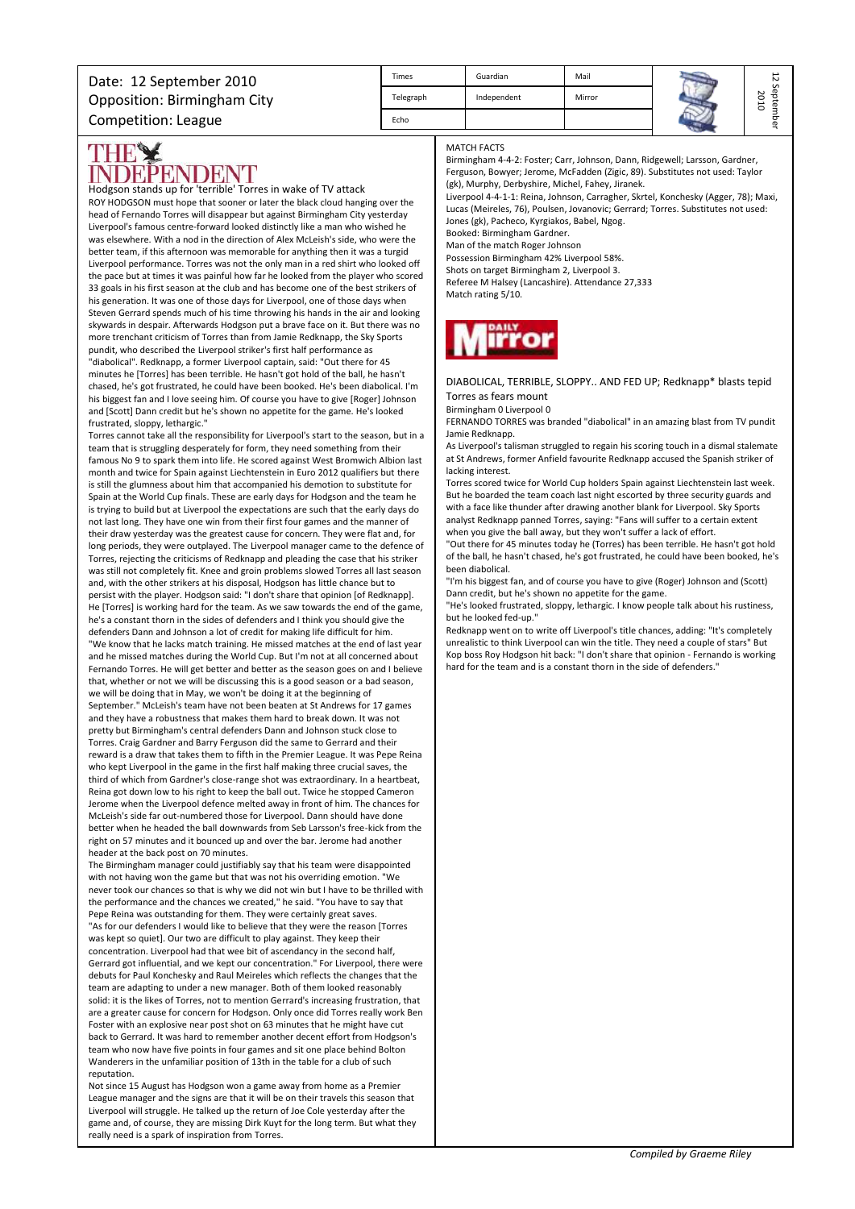Date: 12 September 2010
Opposition: Birmingham City
Competition: League

| Times | Guardian | Mail |
|---|---|---|
| Telegraph | Independent | Mirror |
| Echo | | |

12 September 2010

THE INDEPENDENT

## Hodgson stands up for 'terrible' Torres in wake of TV attack

ROY HODGSON must hope that sooner or later the black cloud hanging over the head of Fernando Torres will disappear but against Birmingham City yesterday Liverpool's famous centre-forward looked distinctly like a man who wished he was elsewhere. With a nod in the direction of Alex McLeish's side, who were the better team, if this afternoon was memorable for anything then it was a turgid Liverpool performance. Torres was not the only man in a red shirt who looked off the pace but at times it was painful how far he looked from the player who scored 33 goals in his first season at the club and has become one of the best strikers of his generation. It was one of those days for Liverpool, one of those days when Steven Gerrard spends much of his time throwing his hands in the air and looking skywards in despair. Afterwards Hodgson put a brave face on it. But there was no more trenchant criticism of Torres than from Jamie Redknapp, the Sky Sports pundit, who described the Liverpool striker's first half performance as "diabolical". Redknapp, a former Liverpool captain, said: "Out there for 45 minutes he [Torres] has been terrible. He hasn't got hold of the ball, he hasn't chased, he's got frustrated, he could have been booked. He's been diabolical. I'm his biggest fan and I love seeing him. Of course you have to give [Roger] Johnson and [Scott] Dann credit but he's shown no appetite for the game. He's looked frustrated, sloppy, lethargic."

Torres cannot take all the responsibility for Liverpool's start to the season, but in a team that is struggling desperately for form, they need something from their famous No 9 to spark them into life. He scored against West Bromwich Albion last month and twice for Spain against Liechtenstein in Euro 2012 qualifiers but there is still the glumness about him that accompanied his demotion to substitute for Spain at the World Cup finals. These are early days for Hodgson and the team he is trying to build but at Liverpool the expectations are such that the early days do not last long. They have one win from their first four games and the manner of their draw yesterday was the greatest cause for concern. They were flat and, for long periods, they were outplayed. The Liverpool manager came to the defence of Torres, rejecting the criticisms of Redknapp and pleading the case that his striker was still not completely fit. Knee and groin problems slowed Torres all last season and, with the other strikers at his disposal, Hodgson has little chance but to persist with the player. Hodgson said: "I don't share that opinion [of Redknapp]. He [Torres] is working hard for the team. As we saw towards the end of the game, he's a constant thorn in the sides of defenders and I think you should give the defenders Dann and Johnson a lot of credit for making life difficult for him.

"We know that he lacks match training. He missed matches at the end of last year and he missed matches during the World Cup. But I'm not at all concerned about Fernando Torres. He will get better and better as the season goes on and I believe that, whether or not we will be discussing this is a good season or a bad season, we will be doing that in May, we won't be doing it at the beginning of September." McLeish's team have not been beaten at St Andrews for 17 games and they have a robustness that makes them hard to break down. It was not pretty but Birmingham's central defenders Dann and Johnson stuck close to Torres. Craig Gardner and Barry Ferguson did the same to Gerrard and their reward is a draw that takes them to fifth in the Premier League. It was Pepe Reina who kept Liverpool in the game in the first half making three crucial saves, the third of which from Gardner's close-range shot was extraordinary. In a heartbeat, Reina got down low to his right to keep the ball out. Twice he stopped Cameron Jerome when the Liverpool defence melted away in front of him. The chances for McLeish's side far out-numbered those for Liverpool. Dann should have done better when he headed the ball downwards from Seb Larsson's free-kick from the right on 57 minutes and it bounced up and over the bar. Jerome had another header at the back post on 70 minutes.

The Birmingham manager could justifiably say that his team were disappointed with not having won the game but that was not his overriding emotion. "We never took our chances so that is why we did not win but I have to be thrilled with the performance and the chances we created," he said. "You have to say that Pepe Reina was outstanding for them. They were certainly great saves.

"As for our defenders I would like to believe that they were the reason [Torres was kept so quiet]. Our two are difficult to play against. They keep their concentration. Liverpool had that wee bit of ascendancy in the second half, Gerrard got influential, and we kept our concentration." For Liverpool, there were debuts for Paul Konchesky and Raul Meireles which reflects the changes that the team are adapting to under a new manager. Both of them looked reasonably solid: it is the likes of Torres, not to mention Gerrard's increasing frustration, that are a greater cause for concern for Hodgson. Only once did Torres really work Ben Foster with an explosive near post shot on 63 minutes that he might have cut back to Gerrard. It was hard to remember another decent effort from Hodgson's team who now have five points in four games and sit one place behind Bolton Wanderers in the unfamiliar position of 13th in the table for a club of such reputation.

Not since 15 August has Hodgson won a game away from home as a Premier League manager and the signs are that it will be on their travels this season that Liverpool will struggle. He talked up the return of Joe Cole yesterday after the game and, of course, they are missing Dirk Kuyt for the long term. But what they really need is a spark of inspiration from Torres.

MATCH FACTS

Birmingham 4-4-2: Foster; Carr, Johnson, Dann, Ridgewell; Larsson, Gardner, Ferguson, Bowyer; Jerome, McFadden (Zigic, 89). Substitutes not used: Taylor (gk), Murphy, Derbyshire, Michel, Fahey, Jiranek.

Liverpool 4-4-1-1: Reina, Johnson, Carragher, Skrtel, Konchesky (Agger, 78); Maxi, Lucas (Meireles, 76), Poulsen, Jovanovic; Gerrard; Torres. Substitutes not used: Jones (gk), Pacheco, Kyrgiakos, Babel, Ngog.

Booked: Birmingham Gardner.

Man of the match Roger Johnson

Possession Birmingham 42% Liverpool 58%.

Shots on target Birmingham 2, Liverpool 3.

Referee M Halsey (Lancashire). Attendance 27,333

Match rating 5/10.

Daily Mirror

## DIABOLICAL, TERRIBLE, SLOPPY.. AND FED UP; Redknapp* blasts tepid Torres as fears mount

Birmingham 0 Liverpool 0

FERNANDO TORRES was branded "diabolical" in an amazing blast from TV pundit Jamie Redknapp.

As Liverpool's talisman struggled to regain his scoring touch in a dismal stalemate at St Andrews, former Anfield favourite Redknapp accused the Spanish striker of lacking interest.

Torres scored twice for World Cup holders Spain against Liechtenstein last week. But he boarded the team coach last night escorted by three security guards and with a face like thunder after drawing another blank for Liverpool. Sky Sports analyst Redknapp panned Torres, saying: "Fans will suffer to a certain extent when you give the ball away, but they won't suffer a lack of effort.

"Out there for 45 minutes today he (Torres) has been terrible. He hasn't got hold of the ball, he hasn't chased, he's got frustrated, he could have been booked, he's been diabolical.

"I'm his biggest fan, and of course you have to give (Roger) Johnson and (Scott) Dann credit, but he's shown no appetite for the game.

"He's looked frustrated, sloppy, lethargic. I know people talk about his rustiness, but he looked fed-up."

Redknapp went on to write off Liverpool's title chances, adding: "It's completely unrealistic to think Liverpool can win the title. They need a couple of stars" But Kop boss Roy Hodgson hit back: "I don't share that opinion - Fernando is working hard for the team and is a constant thorn in the side of defenders."

*Compiled by Graeme Riley*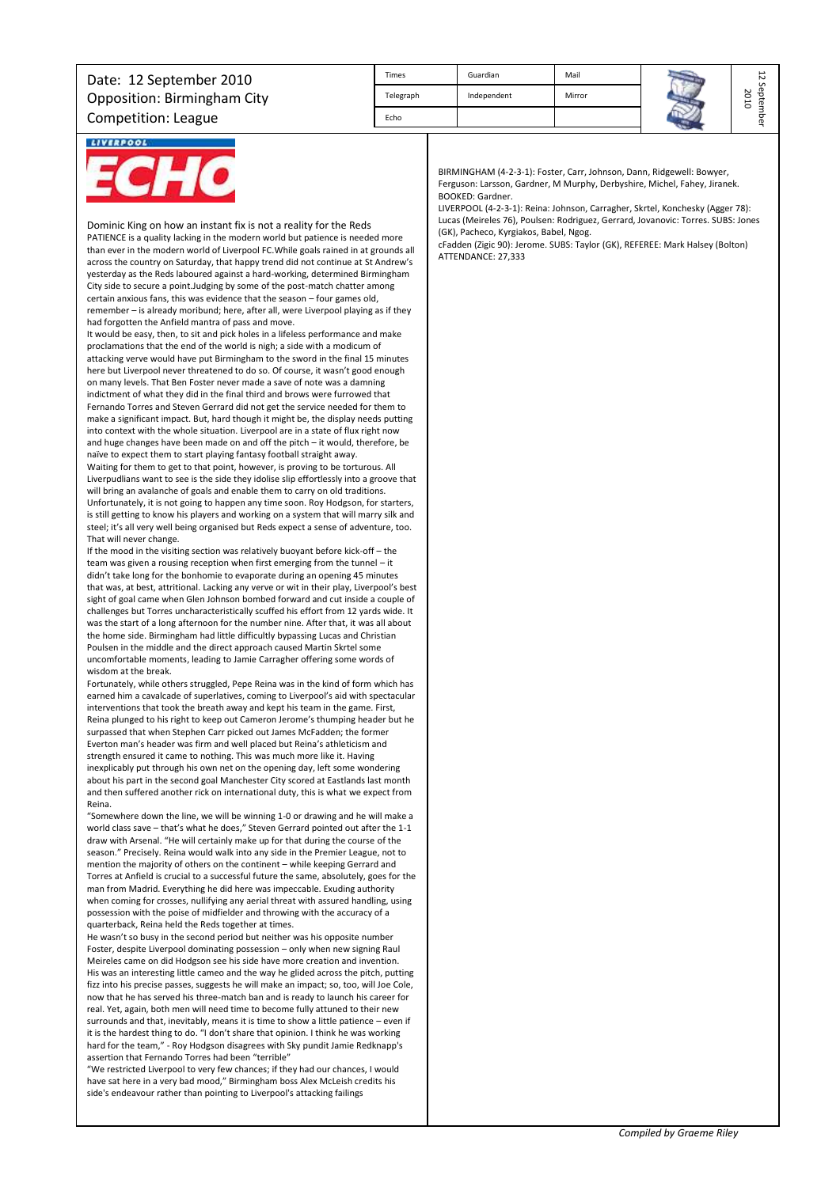Date: 12 September 2010
Opposition: Birmingham City
Competition: League

| Times | Guardian | Mail |
|---|---|---|
| Telegraph | Independent | Mirror |
| Echo | | |

LIVERPOOL ECHO

Dominic King on how an instant fix is not a reality for the Reds

PATIENCE is a quality lacking in the modern world but patience is needed more than ever in the modern world of Liverpool FC.While goals rained in at grounds all across the country on Saturday, that happy trend did not continue at St Andrew's yesterday as the Reds laboured against a hard-working, determined Birmingham City side to secure a point.Judging by some of the post-match chatter among certain anxious fans, this was evidence that the season – four games old, remember – is already moribund; here, after all, were Liverpool playing as if they had forgotten the Anfield mantra of pass and move.

It would be easy, then, to sit and pick holes in a lifeless performance and make proclamations that the end of the world is nigh; a side with a modicum of attacking verve would have put Birmingham to the sword in the final 15 minutes here but Liverpool never threatened to do so. Of course, it wasn't good enough on many levels. That Ben Foster never made a save of note was a damning indictment of what they did in the final third and brows were furrowed that Fernando Torres and Steven Gerrard did not get the service needed for them to make a significant impact. But, hard though it might be, the display needs putting into context with the whole situation. Liverpool are in a state of flux right now and huge changes have been made on and off the pitch – it would, therefore, be naïve to expect them to start playing fantasy football straight away.

Waiting for them to get to that point, however, is proving to be torturous. All Liverpudlians want to see is the side they idolise slip effortlessly into a groove that will bring an avalanche of goals and enable them to carry on old traditions.

Unfortunately, it is not going to happen any time soon. Roy Hodgson, for starters, is still getting to know his players and working on a system that will marry silk and steel; it's all very well being organised but Reds expect a sense of adventure, too. That will never change.

If the mood in the visiting section was relatively buoyant before kick-off – the team was given a rousing reception when first emerging from the tunnel – it didn't take long for the bonhomie to evaporate during an opening 45 minutes that was, at best, attritional. Lacking any verve or wit in their play, Liverpool's best sight of goal came when Glen Johnson bombed forward and cut inside a couple of challenges but Torres uncharacteristically scuffed his effort from 12 yards wide. It was the start of a long afternoon for the number nine. After that, it was all about the home side. Birmingham had little difficultly bypassing Lucas and Christian Poulsen in the middle and the direct approach caused Martin Skrtel some uncomfortable moments, leading to Jamie Carragher offering some words of wisdom at the break.

Fortunately, while others struggled, Pepe Reina was in the kind of form which has earned him a cavalcade of superlatives, coming to Liverpool's aid with spectacular interventions that took the breath away and kept his team in the game. First, Reina plunged to his right to keep out Cameron Jerome's thumping header but he surpassed that when Stephen Carr picked out James McFadden; the former Everton man's header was firm and well placed but Reina's athleticism and strength ensured it came to nothing. This was much more like it. Having inexplicably put through his own net on the opening day, left some wondering about his part in the second goal Manchester City scored at Eastlands last month and then suffered another rick on international duty, this is what we expect from Reina.

"Somewhere down the line, we will be winning 1-0 or drawing and he will make a world class save – that's what he does," Steven Gerrard pointed out after the 1-1 draw with Arsenal. "He will certainly make up for that during the course of the season." Precisely. Reina would walk into any side in the Premier League, not to mention the majority of others on the continent – while keeping Gerrard and Torres at Anfield is crucial to a successful future the same, absolutely, goes for the man from Madrid. Everything he did here was impeccable. Exuding authority when coming for crosses, nullifying any aerial threat with assured handling, using possession with the poise of midfielder and throwing with the accuracy of a quarterback, Reina held the Reds together at times.

He wasn't so busy in the second period but neither was his opposite number Foster, despite Liverpool dominating possession – only when new signing Raul Meireles came on did Hodgson see his side have more creation and invention. His was an interesting little cameo and the way he glided across the pitch, putting fizz into his precise passes, suggests he will make an impact; so, too, will Joe Cole, now that he has served his three-match ban and is ready to launch his career for real. Yet, again, both men will need time to become fully attuned to their new surrounds and that, inevitably, means it is time to show a little patience – even if it is the hardest thing to do. "I don't share that opinion. I think he was working hard for the team," - Roy Hodgson disagrees with Sky pundit Jamie Redknapp's assertion that Fernando Torres had been "terrible"

"We restricted Liverpool to very few chances; if they had our chances, I would have sat here in a very bad mood," Birmingham boss Alex McLeish credits his side's endeavour rather than pointing to Liverpool's attacking failings

BIRMINGHAM (4-2-3-1): Foster, Carr, Johnson, Dann, Ridgewell: Bowyer, Ferguson: Larsson, Gardner, M Murphy, Derbyshire, Michel, Fahey, Jiranek. BOOKED: Gardner.

LIVERPOOL (4-2-3-1): Reina: Johnson, Carragher, Skrtel, Konchesky (Agger 78): Lucas (Meireles 76), Poulsen: Rodriguez, Gerrard, Jovanovic: Torres. SUBS: Jones (GK), Pacheco, Kyrgiakos, Babel, Ngog.

cFadden (Zigic 90): Jerome. SUBS: Taylor (GK), REFEREE: Mark Halsey (Bolton) ATTENDANCE: 27,333

*Compiled by Graeme Riley*